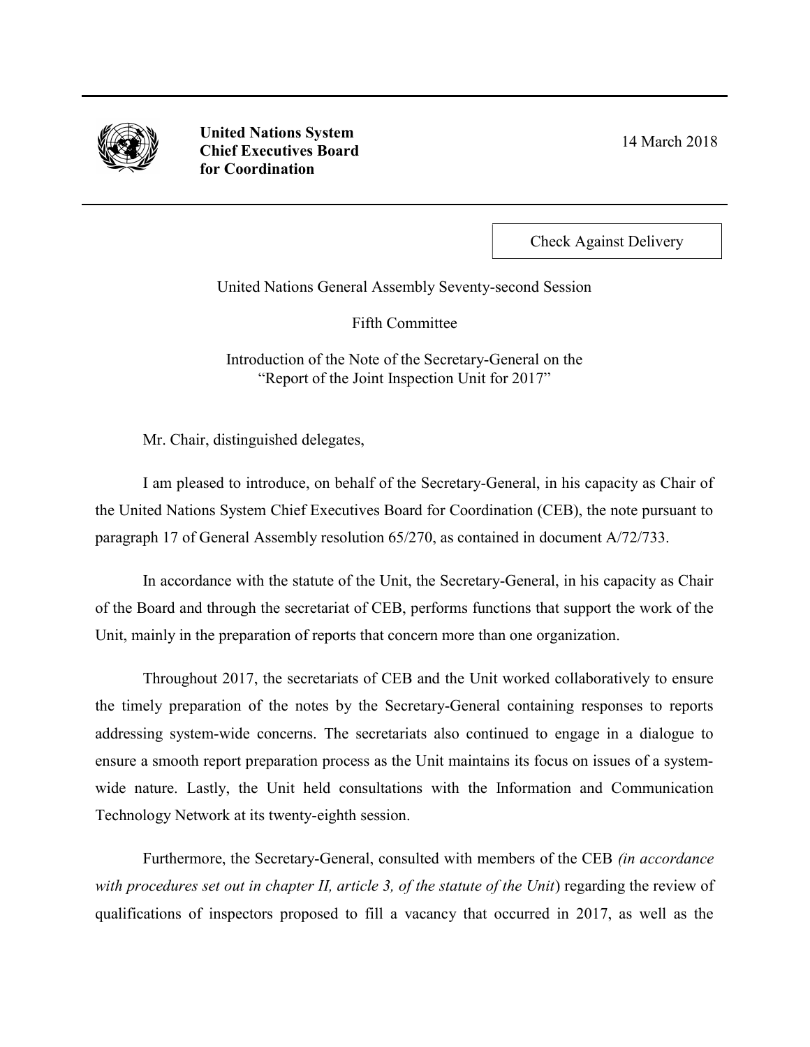**United Nations System Chief Executives Board for Coordination**

14 March 2018

Check Against Delivery

United Nations General Assembly Seventy-second Session

Fifth Committee

Introduction of the Note of the Secretary-General on the "Report of the Joint Inspection Unit for 2017"

Mr. Chair, distinguished delegates,

I am pleased to introduce, on behalf of the Secretary-General, in his capacity as Chair of the United Nations System Chief Executives Board for Coordination (CEB), the note pursuant to paragraph 17 of General Assembly resolution 65/270, as contained in document A/72/733.

In accordance with the statute of the Unit, the Secretary-General, in his capacity as Chair of the Board and through the secretariat of CEB, performs functions that support the work of the Unit, mainly in the preparation of reports that concern more than one organization.

Throughout 2017, the secretariats of CEB and the Unit worked collaboratively to ensure the timely preparation of the notes by the Secretary-General containing responses to reports addressing system-wide concerns. The secretariats also continued to engage in a dialogue to ensure a smooth report preparation process as the Unit maintains its focus on issues of a system-wide nature. Lastly, the Unit held consultations with the Information and Communication Technology Network at its twenty-eighth session.

Furthermore, the Secretary-General, consulted with members of the CEB *(in accordance with procedures set out in chapter II, article 3, of the statute of the Unit*) regarding the review of qualifications of inspectors proposed to fill a vacancy that occurred in 2017, as well as the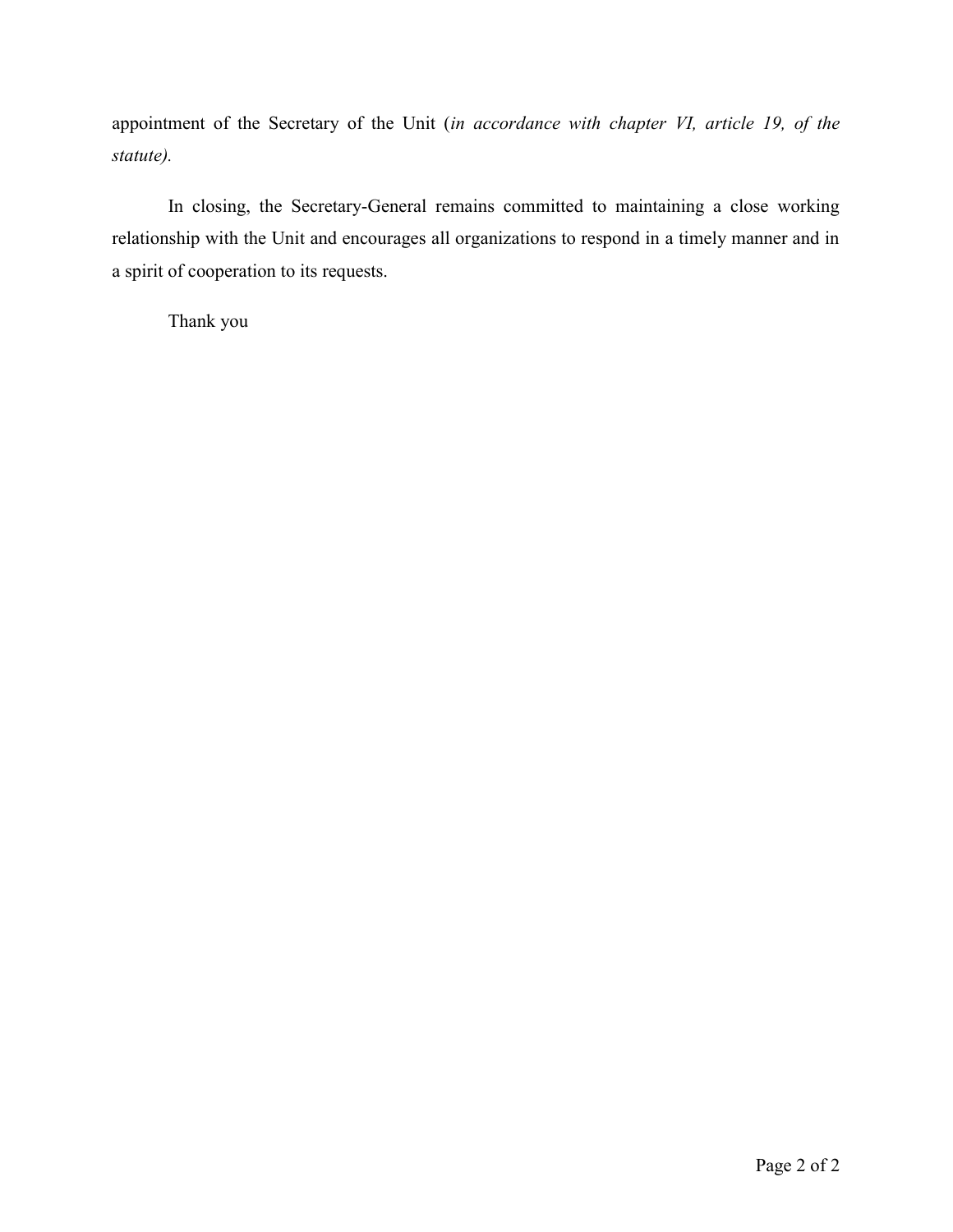appointment of the Secretary of the Unit (*in accordance with chapter VI, article 19, of the statute).*

In closing, the Secretary-General remains committed to maintaining a close working relationship with the Unit and encourages all organizations to respond in a timely manner and in a spirit of cooperation to its requests.

Thank you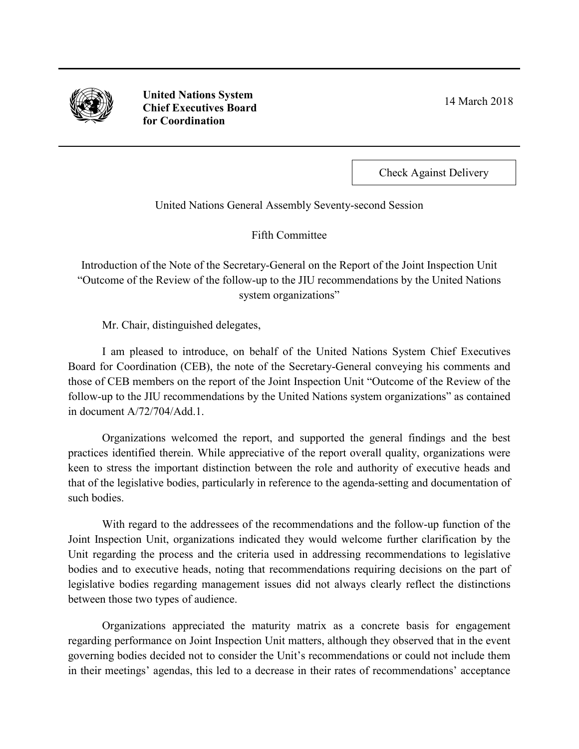**United Nations System Chief Executives Board for Coordination**

14 March 2018

Check Against Delivery

United Nations General Assembly Seventy-second Session

Fifth Committee

Introduction of the Note of the Secretary-General on the Report of the Joint Inspection Unit "Outcome of the Review of the follow-up to the JIU recommendations by the United Nations system organizations"

Mr. Chair, distinguished delegates,

I am pleased to introduce, on behalf of the United Nations System Chief Executives Board for Coordination (CEB), the note of the Secretary-General conveying his comments and those of CEB members on the report of the Joint Inspection Unit "Outcome of the Review of the follow-up to the JIU recommendations by the United Nations system organizations" as contained in document A/72/704/Add.1.

Organizations welcomed the report, and supported the general findings and the best practices identified therein. While appreciative of the report overall quality, organizations were keen to stress the important distinction between the role and authority of executive heads and that of the legislative bodies, particularly in reference to the agenda-setting and documentation of such bodies.

With regard to the addressees of the recommendations and the follow-up function of the Joint Inspection Unit, organizations indicated they would welcome further clarification by the Unit regarding the process and the criteria used in addressing recommendations to legislative bodies and to executive heads, noting that recommendations requiring decisions on the part of legislative bodies regarding management issues did not always clearly reflect the distinctions between those two types of audience.

Organizations appreciated the maturity matrix as a concrete basis for engagement regarding performance on Joint Inspection Unit matters, although they observed that in the event governing bodies decided not to consider the Unit's recommendations or could not include them in their meetings' agendas, this led to a decrease in their rates of recommendations' acceptance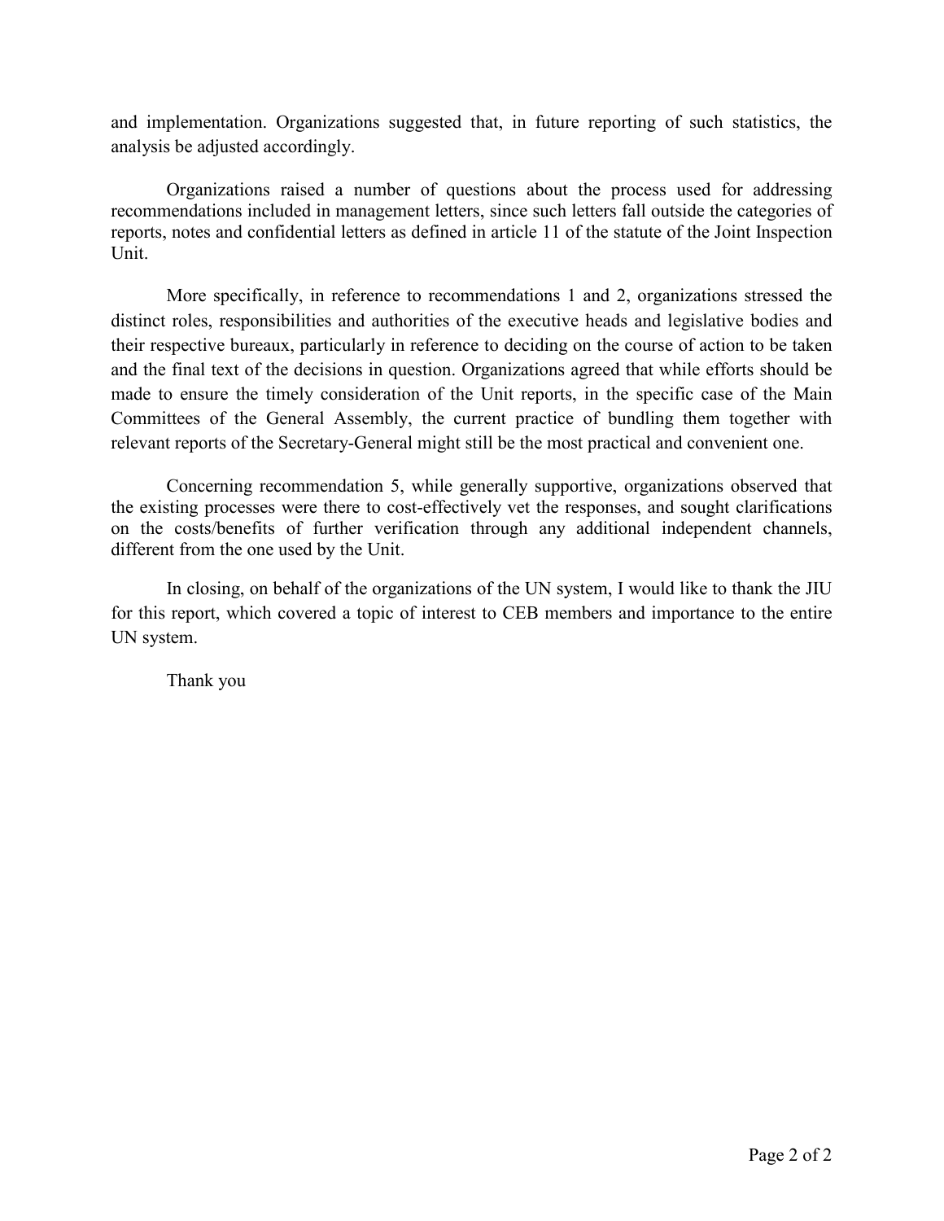and implementation. Organizations suggested that, in future reporting of such statistics, the analysis be adjusted accordingly.

Organizations raised a number of questions about the process used for addressing recommendations included in management letters, since such letters fall outside the categories of reports, notes and confidential letters as defined in article 11 of the statute of the Joint Inspection Unit.

More specifically, in reference to recommendations 1 and 2, organizations stressed the distinct roles, responsibilities and authorities of the executive heads and legislative bodies and their respective bureaux, particularly in reference to deciding on the course of action to be taken and the final text of the decisions in question. Organizations agreed that while efforts should be made to ensure the timely consideration of the Unit reports, in the specific case of the Main Committees of the General Assembly, the current practice of bundling them together with relevant reports of the Secretary-General might still be the most practical and convenient one.

Concerning recommendation 5, while generally supportive, organizations observed that the existing processes were there to cost-effectively vet the responses, and sought clarifications on the costs/benefits of further verification through any additional independent channels, different from the one used by the Unit.

In closing, on behalf of the organizations of the UN system, I would like to thank the JIU for this report, which covered a topic of interest to CEB members and importance to the entire UN system.

Thank you